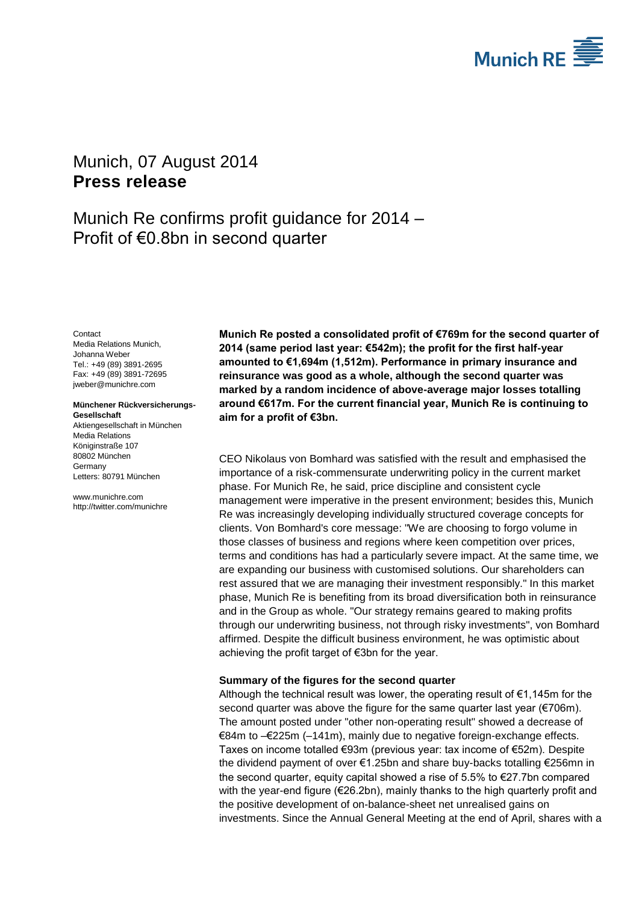Munich RE

Munich, 07 August 2014
**Press release**

# Munich Re confirms profit guidance for 2014 – Profit of €0.8bn in second quarter

Contact
Media Relations Munich,
Johanna Weber
Tel.: +49 (89) 3891-2695
Fax: +49 (89) 3891-72695
jweber@munichre.com

**Münchener Rückversicherungs-Gesellschaft**
Aktiengesellschaft in München
Media Relations
Königinstraße 107
80802 München
Germany
Letters: 80791 München

www.munichre.com
http://twitter.com/munichre

**Munich Re posted a consolidated profit of €769m for the second quarter of 2014 (same period last year: €542m); the profit for the first half-year amounted to €1,694m (1,512m). Performance in primary insurance and reinsurance was good as a whole, although the second quarter was marked by a random incidence of above-average major losses totalling around €617m. For the current financial year, Munich Re is continuing to aim for a profit of €3bn.**

CEO Nikolaus von Bomhard was satisfied with the result and emphasised the importance of a risk-commensurate underwriting policy in the current market phase. For Munich Re, he said, price discipline and consistent cycle management were imperative in the present environment; besides this, Munich Re was increasingly developing individually structured coverage concepts for clients. Von Bomhard's core message: "We are choosing to forgo volume in those classes of business and regions where keen competition over prices, terms and conditions has had a particularly severe impact. At the same time, we are expanding our business with customised solutions. Our shareholders can rest assured that we are managing their investment responsibly." In this market phase, Munich Re is benefiting from its broad diversification both in reinsurance and in the Group as whole. "Our strategy remains geared to making profits through our underwriting business, not through risky investments", von Bomhard affirmed. Despite the difficult business environment, he was optimistic about achieving the profit target of €3bn for the year.

**Summary of the figures for the second quarter**

Although the technical result was lower, the operating result of €1,145m for the second quarter was above the figure for the same quarter last year (€706m). The amount posted under "other non-operating result" showed a decrease of €84m to –€225m (–141m), mainly due to negative foreign-exchange effects. Taxes on income totalled €93m (previous year: tax income of €52m). Despite the dividend payment of over €1.25bn and share buy-backs totalling €256mn in the second quarter, equity capital showed a rise of 5.5% to €27.7bn compared with the year-end figure (€26.2bn), mainly thanks to the high quarterly profit and the positive development of on-balance-sheet net unrealised gains on investments. Since the Annual General Meeting at the end of April, shares with a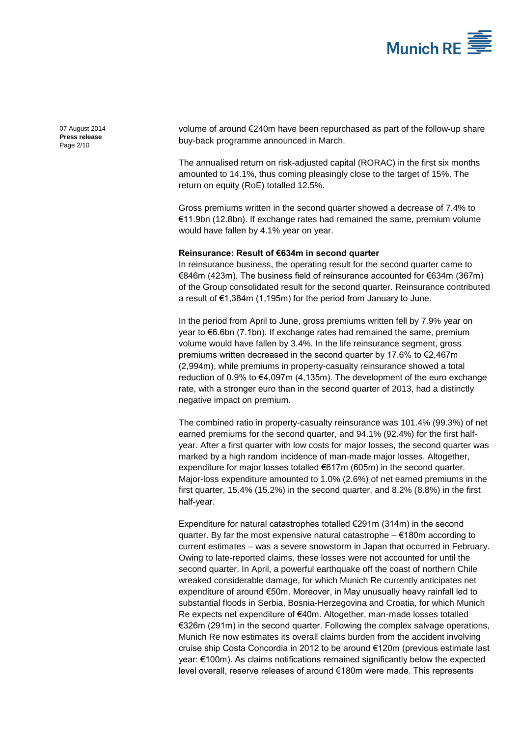volume of around €240m have been repurchased as part of the follow-up share buy-back programme announced in March.

The annualised return on risk-adjusted capital (RORAC) in the first six months amounted to 14.1%, thus coming pleasingly close to the target of 15%. The return on equity (RoE) totalled 12.5%.

Gross premiums written in the second quarter showed a decrease of 7.4% to €11.9bn (12.8bn). If exchange rates had remained the same, premium volume would have fallen by 4.1% year on year.

**Reinsurance: Result of €634m in second quarter**

In reinsurance business, the operating result for the second quarter came to €846m (423m). The business field of reinsurance accounted for €634m (367m) of the Group consolidated result for the second quarter. Reinsurance contributed a result of €1,384m (1,195m) for the period from January to June.

In the period from April to June, gross premiums written fell by 7.9% year on year to €6.6bn (7.1bn). If exchange rates had remained the same, premium volume would have fallen by 3.4%. In the life reinsurance segment, gross premiums written decreased in the second quarter by 17.6% to €2,467m (2,994m), while premiums in property-casualty reinsurance showed a total reduction of 0.9% to €4,097m (4,135m). The development of the euro exchange rate, with a stronger euro than in the second quarter of 2013, had a distinctly negative impact on premium.

The combined ratio in property-casualty reinsurance was 101.4% (99.3%) of net earned premiums for the second quarter, and 94.1% (92.4%) for the first half-year. After a first quarter with low costs for major losses, the second quarter was marked by a high random incidence of man-made major losses. Altogether, expenditure for major losses totalled €617m (605m) in the second quarter. Major-loss expenditure amounted to 1.0% (2.6%) of net earned premiums in the first quarter, 15.4% (15.2%) in the second quarter, and 8.2% (8.8%) in the first half-year.

Expenditure for natural catastrophes totalled €291m (314m) in the second quarter. By far the most expensive natural catastrophe – €180m according to current estimates – was a severe snowstorm in Japan that occurred in February. Owing to late-reported claims, these losses were not accounted for until the second quarter. In April, a powerful earthquake off the coast of northern Chile wreaked considerable damage, for which Munich Re currently anticipates net expenditure of around €50m. Moreover, in May unusually heavy rainfall led to substantial floods in Serbia, Bosnia-Herzegovina and Croatia, for which Munich Re expects net expenditure of €40m. Altogether, man-made losses totalled €326m (291m) in the second quarter. Following the complex salvage operations, Munich Re now estimates its overall claims burden from the accident involving cruise ship Costa Concordia in 2012 to be around €120m (previous estimate last year: €100m). As claims notifications remained significantly below the expected level overall, reserve releases of around €180m were made. This represents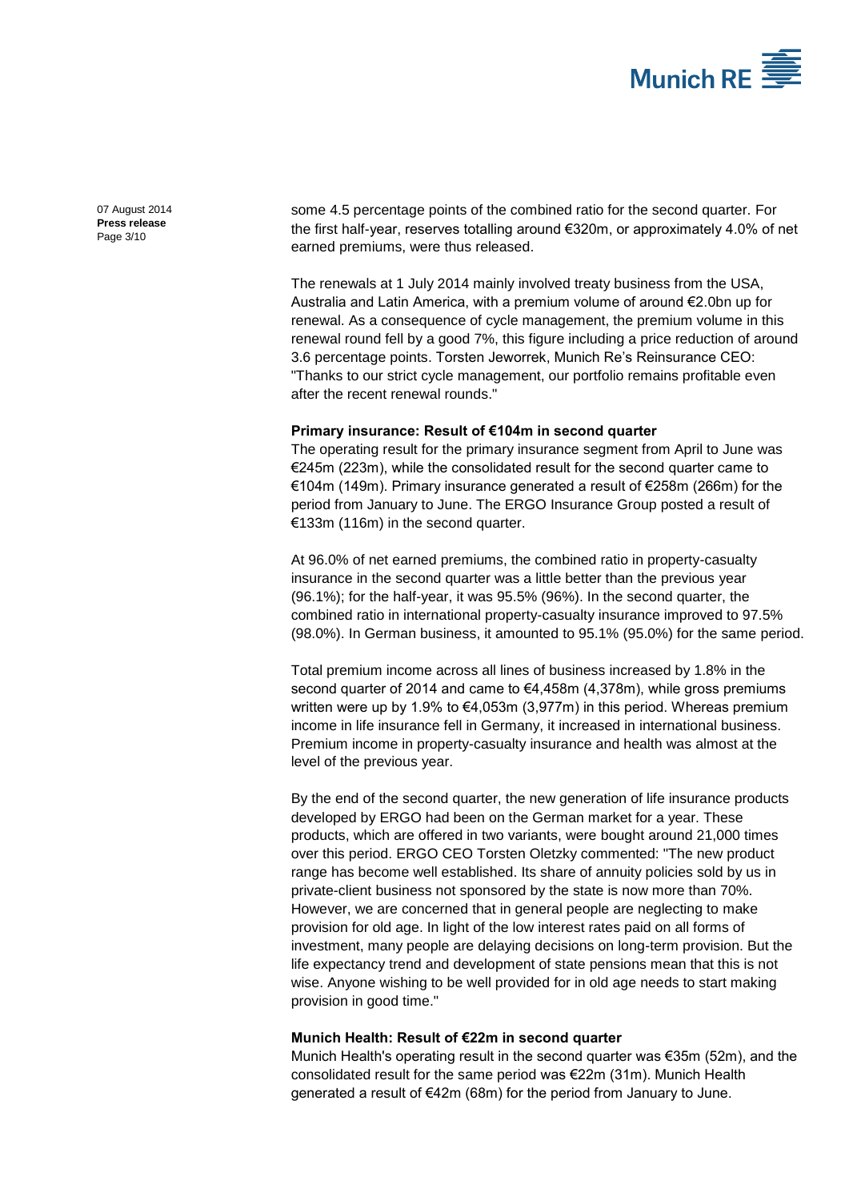some 4.5 percentage points of the combined ratio for the second quarter. For the first half-year, reserves totalling around €320m, or approximately 4.0% of net earned premiums, were thus released.

The renewals at 1 July 2014 mainly involved treaty business from the USA, Australia and Latin America, with a premium volume of around €2.0bn up for renewal. As a consequence of cycle management, the premium volume in this renewal round fell by a good 7%, this figure including a price reduction of around 3.6 percentage points. Torsten Jeworrek, Munich Re's Reinsurance CEO: "Thanks to our strict cycle management, our portfolio remains profitable even after the recent renewal rounds."

**Primary insurance: Result of €104m in second quarter**

The operating result for the primary insurance segment from April to June was €245m (223m), while the consolidated result for the second quarter came to €104m (149m). Primary insurance generated a result of €258m (266m) for the period from January to June. The ERGO Insurance Group posted a result of €133m (116m) in the second quarter.

At 96.0% of net earned premiums, the combined ratio in property-casualty insurance in the second quarter was a little better than the previous year (96.1%); for the half-year, it was 95.5% (96%). In the second quarter, the combined ratio in international property-casualty insurance improved to 97.5% (98.0%). In German business, it amounted to 95.1% (95.0%) for the same period.

Total premium income across all lines of business increased by 1.8% in the second quarter of 2014 and came to €4,458m (4,378m), while gross premiums written were up by 1.9% to €4,053m (3,977m) in this period. Whereas premium income in life insurance fell in Germany, it increased in international business. Premium income in property-casualty insurance and health was almost at the level of the previous year.

By the end of the second quarter, the new generation of life insurance products developed by ERGO had been on the German market for a year. These products, which are offered in two variants, were bought around 21,000 times over this period. ERGO CEO Torsten Oletzky commented: "The new product range has become well established. Its share of annuity policies sold by us in private-client business not sponsored by the state is now more than 70%. However, we are concerned that in general people are neglecting to make provision for old age. In light of the low interest rates paid on all forms of investment, many people are delaying decisions on long-term provision. But the life expectancy trend and development of state pensions mean that this is not wise. Anyone wishing to be well provided for in old age needs to start making provision in good time."

**Munich Health: Result of €22m in second quarter**

Munich Health's operating result in the second quarter was €35m (52m), and the consolidated result for the same period was €22m (31m). Munich Health generated a result of €42m (68m) for the period from January to June.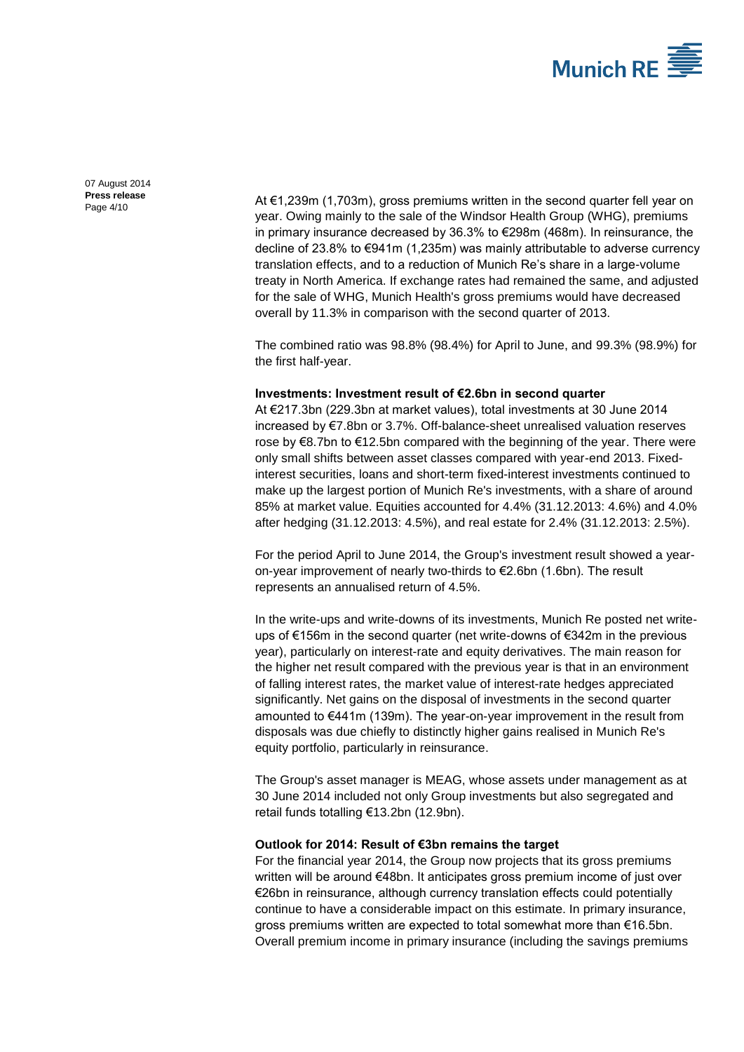At €1,239m (1,703m), gross premiums written in the second quarter fell year on year. Owing mainly to the sale of the Windsor Health Group (WHG), premiums in primary insurance decreased by 36.3% to €298m (468m). In reinsurance, the decline of 23.8% to €941m (1,235m) was mainly attributable to adverse currency translation effects, and to a reduction of Munich Re's share in a large-volume treaty in North America. If exchange rates had remained the same, and adjusted for the sale of WHG, Munich Health's gross premiums would have decreased overall by 11.3% in comparison with the second quarter of 2013.

The combined ratio was 98.8% (98.4%) for April to June, and 99.3% (98.9%) for the first half-year.

**Investments: Investment result of €2.6bn in second quarter**

At €217.3bn (229.3bn at market values), total investments at 30 June 2014 increased by €7.8bn or 3.7%. Off-balance-sheet unrealised valuation reserves rose by €8.7bn to €12.5bn compared with the beginning of the year. There were only small shifts between asset classes compared with year-end 2013. Fixed-interest securities, loans and short-term fixed-interest investments continued to make up the largest portion of Munich Re's investments, with a share of around 85% at market value. Equities accounted for 4.4% (31.12.2013: 4.6%) and 4.0% after hedging (31.12.2013: 4.5%), and real estate for 2.4% (31.12.2013: 2.5%).

For the period April to June 2014, the Group's investment result showed a year-on-year improvement of nearly two-thirds to €2.6bn (1.6bn). The result represents an annualised return of 4.5%.

In the write-ups and write-downs of its investments, Munich Re posted net write-ups of €156m in the second quarter (net write-downs of €342m in the previous year), particularly on interest-rate and equity derivatives. The main reason for the higher net result compared with the previous year is that in an environment of falling interest rates, the market value of interest-rate hedges appreciated significantly. Net gains on the disposal of investments in the second quarter amounted to €441m (139m). The year-on-year improvement in the result from disposals was due chiefly to distinctly higher gains realised in Munich Re's equity portfolio, particularly in reinsurance.

The Group's asset manager is MEAG, whose assets under management as at 30 June 2014 included not only Group investments but also segregated and retail funds totalling €13.2bn (12.9bn).

**Outlook for 2014: Result of €3bn remains the target**

For the financial year 2014, the Group now projects that its gross premiums written will be around €48bn. It anticipates gross premium income of just over €26bn in reinsurance, although currency translation effects could potentially continue to have a considerable impact on this estimate. In primary insurance, gross premiums written are expected to total somewhat more than €16.5bn. Overall premium income in primary insurance (including the savings premiums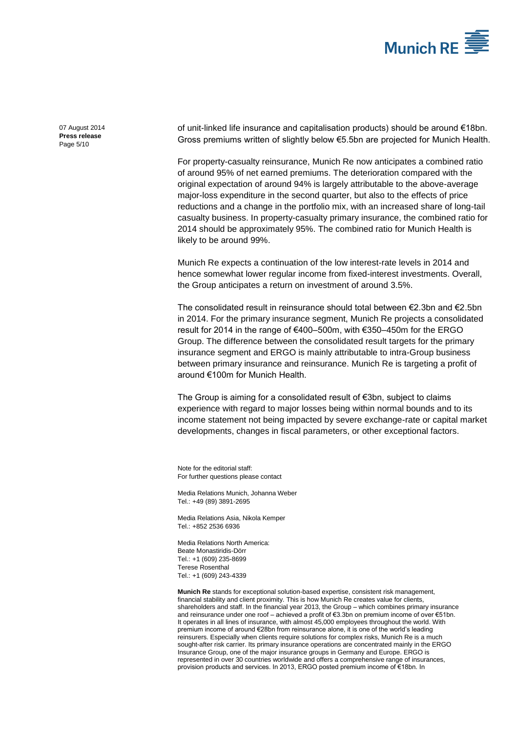of unit-linked life insurance and capitalisation products) should be around €18bn. Gross premiums written of slightly below €5.5bn are projected for Munich Health.

For property-casualty reinsurance, Munich Re now anticipates a combined ratio of around 95% of net earned premiums. The deterioration compared with the original expectation of around 94% is largely attributable to the above-average major-loss expenditure in the second quarter, but also to the effects of price reductions and a change in the portfolio mix, with an increased share of long-tail casualty business. In property-casualty primary insurance, the combined ratio for 2014 should be approximately 95%. The combined ratio for Munich Health is likely to be around 99%.

Munich Re expects a continuation of the low interest-rate levels in 2014 and hence somewhat lower regular income from fixed-interest investments. Overall, the Group anticipates a return on investment of around 3.5%.

The consolidated result in reinsurance should total between €2.3bn and €2.5bn in 2014. For the primary insurance segment, Munich Re projects a consolidated result for 2014 in the range of €400–500m, with €350–450m for the ERGO Group. The difference between the consolidated result targets for the primary insurance segment and ERGO is mainly attributable to intra-Group business between primary insurance and reinsurance. Munich Re is targeting a profit of around €100m for Munich Health.

The Group is aiming for a consolidated result of €3bn, subject to claims experience with regard to major losses being within normal bounds and to its income statement not being impacted by severe exchange-rate or capital market developments, changes in fiscal parameters, or other exceptional factors.

Note for the editorial staff:
For further questions please contact

Media Relations Munich, Johanna Weber
Tel.: +49 (89) 3891-2695

Media Relations Asia, Nikola Kemper
Tel.: +852 2536 6936

Media Relations North America:
Beate Monastiridis-Dörr
Tel.: +1 (609) 235-8699
Terese Rosenthal
Tel.: +1 (609) 243-4339

**Munich Re** stands for exceptional solution-based expertise, consistent risk management, financial stability and client proximity. This is how Munich Re creates value for clients, shareholders and staff. In the financial year 2013, the Group – which combines primary insurance and reinsurance under one roof – achieved a profit of €3.3bn on premium income of over €51bn. It operates in all lines of insurance, with almost 45,000 employees throughout the world. With premium income of around €28bn from reinsurance alone, it is one of the world's leading reinsurers. Especially when clients require solutions for complex risks, Munich Re is a much sought-after risk carrier. Its primary insurance operations are concentrated mainly in the ERGO Insurance Group, one of the major insurance groups in Germany and Europe. ERGO is represented in over 30 countries worldwide and offers a comprehensive range of insurances, provision products and services. In 2013, ERGO posted premium income of €18bn. In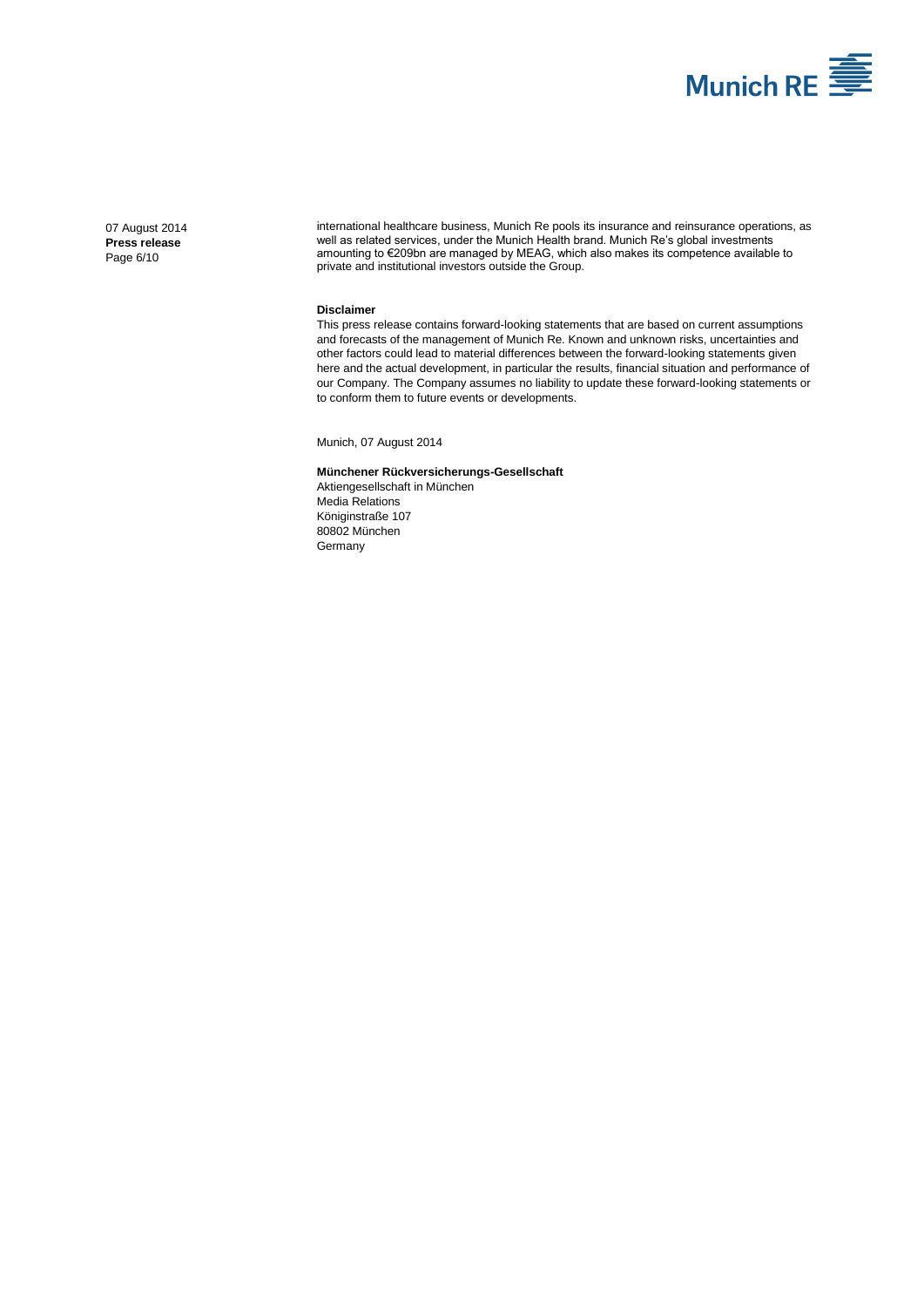international healthcare business, Munich Re pools its insurance and reinsurance operations, as well as related services, under the Munich Health brand. Munich Re's global investments amounting to €209bn are managed by MEAG, which also makes its competence available to private and institutional investors outside the Group.

**Disclaimer**

This press release contains forward-looking statements that are based on current assumptions and forecasts of the management of Munich Re. Known and unknown risks, uncertainties and other factors could lead to material differences between the forward-looking statements given here and the actual development, in particular the results, financial situation and performance of our Company. The Company assumes no liability to update these forward-looking statements or to conform them to future events or developments.

Munich, 07 August 2014

**Münchener Rückversicherungs-Gesellschaft**
Aktiengesellschaft in München
Media Relations
Königinstraße 107
80802 München
Germany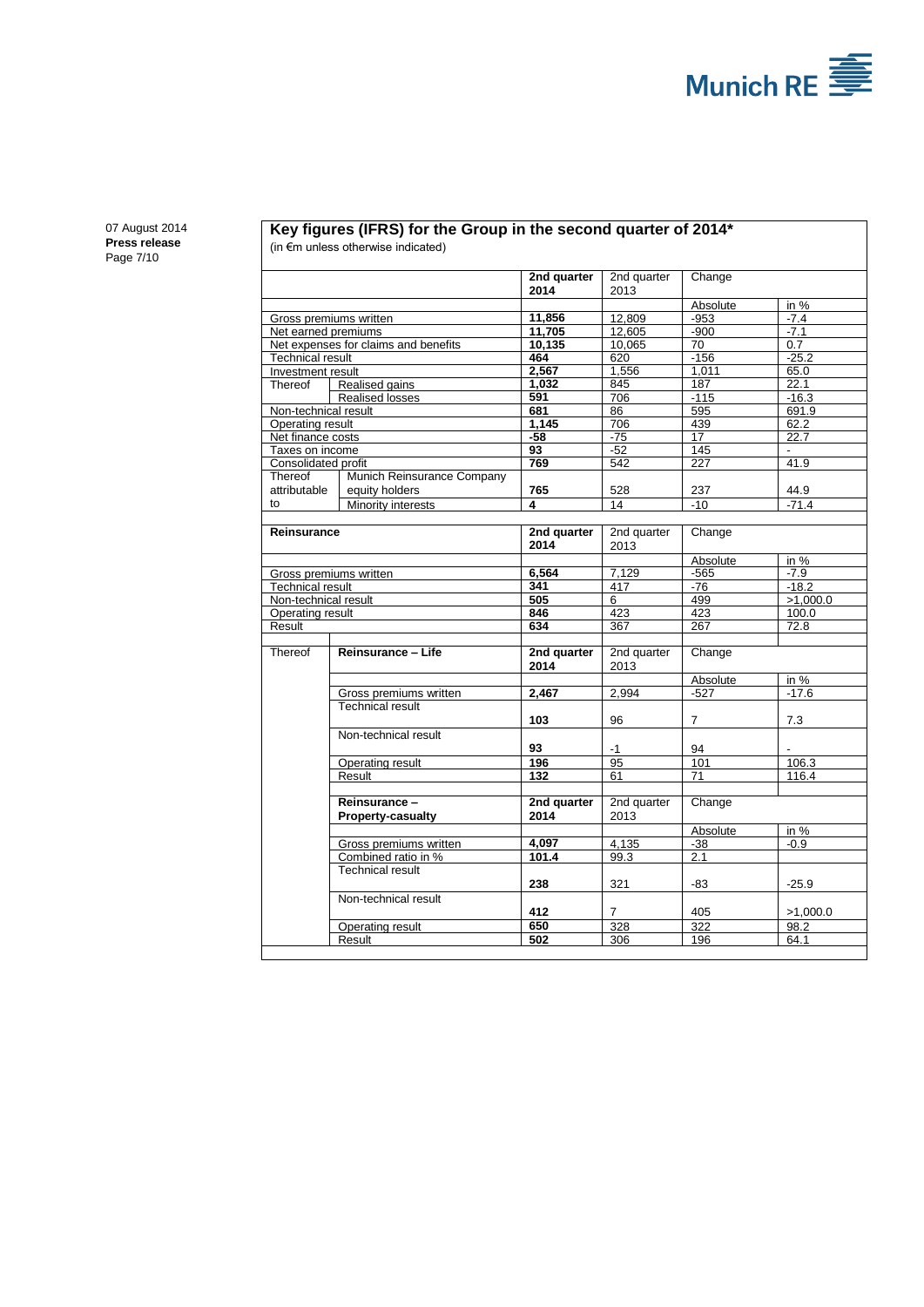## Key figures (IFRS) for the Group in the second quarter of 2014*

(in €m unless otherwise indicated)

| | | 2nd quarter 2014 | 2nd quarter 2013 | Change | |
|---|---|---|---|---|---|
| | | | | Absolute | in % |
| Gross premiums written | | **11,856** | 12,809 | -953 | -7.4 |
| Net earned premiums | | **11,705** | 12,605 | -900 | -7.1 |
| Net expenses for claims and benefits | | **10,135** | 10,065 | 70 | 0.7 |
| Technical result | | **464** | 620 | -156 | -25.2 |
| Investment result | | **2,567** | 1,556 | 1,011 | 65.0 |
| Thereof | Realised gains | **1,032** | 845 | 187 | 22.1 |
| | Realised losses | **591** | 706 | -115 | -16.3 |
| Non-technical result | | **681** | 86 | 595 | 691.9 |
| Operating result | | **1,145** | 706 | 439 | 62.2 |
| Net finance costs | | **-58** | -75 | 17 | 22.7 |
| Taxes on income | | **93** | -52 | 145 | - |
| Consolidated profit | | **769** | 542 | 227 | 41.9 |
| Thereof attributable to | Munich Reinsurance Company equity holders | **765** | 528 | 237 | 44.9 |
| | Minority interests | **4** | 14 | -10 | -71.4 |

| Reinsurance | 2nd quarter 2014 | 2nd quarter 2013 | Change | |
|---|---|---|---|---|
| | | | Absolute | in % |
| Gross premiums written | **6,564** | 7,129 | -565 | -7.9 |
| Technical result | **341** | 417 | -76 | -18.2 |
| Non-technical result | **505** | 6 | 499 | >1,000.0 |
| Operating result | **846** | 423 | 423 | 100.0 |
| Result | **634** | 367 | 267 | 72.8 |

| Thereof | Reinsurance – Life | 2nd quarter 2014 | 2nd quarter 2013 | Change | |
|---|---|---|---|---|---|
| | | | | Absolute | in % |
| | Gross premiums written | **2,467** | 2,994 | -527 | -17.6 |
| | Technical result | **103** | 96 | 7 | 7.3 |
| | Non-technical result | **93** | -1 | 94 | - |
| | Operating result | **196** | 95 | 101 | 106.3 |
| | Result | **132** | 61 | 71 | 116.4 |
| | **Reinsurance – Property-casualty** | **2nd quarter 2014** | 2nd quarter 2013 | Change | |
| | | | | Absolute | in % |
| | Gross premiums written | **4,097** | 4,135 | -38 | -0.9 |
| | Combined ratio in % | **101.4** | 99.3 | 2.1 | |
| | Technical result | **238** | 321 | -83 | -25.9 |
| | Non-technical result | **412** | 7 | 405 | >1,000.0 |
| | Operating result | **650** | 328 | 322 | 98.2 |
| | Result | **502** | 306 | 196 | 64.1 |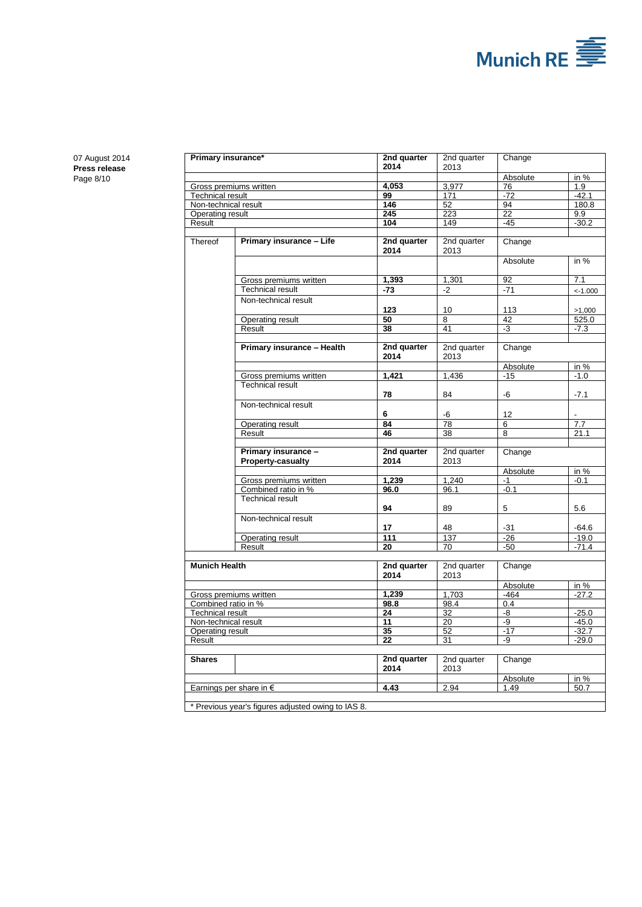| Primary insurance* | | 2nd quarter 2014 | 2nd quarter 2013 | Change | |
|---|---|---|---|---|---|
| | | | | Absolute | in % |
| Gross premiums written | | **4,053** | 3,977 | 76 | 1.9 |
| Technical result | | **99** | 171 | -72 | -42.1 |
| Non-technical result | | **146** | 52 | 94 | 180.8 |
| Operating result | | **245** | 223 | 22 | 9.9 |
| Result | | **104** | 149 | -45 | -30.2 |
| Thereof | **Primary insurance – Life** | **2nd quarter 2014** | 2nd quarter 2013 | Change | |
| | | | | Absolute | in % |
| | Gross premiums written | **1,393** | 1,301 | 92 | 7.1 |
| | Technical result | **-73** | -2 | -71 | <-1.000 |
| | Non-technical result | **123** | 10 | 113 | >1,000 |
| | Operating result | **50** | 8 | 42 | 525.0 |
| | Result | **38** | 41 | -3 | -7.3 |
| | **Primary insurance – Health** | **2nd quarter 2014** | 2nd quarter 2013 | Change | |
| | | | | Absolute | in % |
| | Gross premiums written | **1,421** | 1,436 | -15 | -1.0 |
| | Technical result | **78** | 84 | -6 | -7.1 |
| | Non-technical result | **6** | -6 | 12 | - |
| | Operating result | **84** | 78 | 6 | 7.7 |
| | Result | **46** | 38 | 8 | 21.1 |
| | **Primary insurance – Property-casualty** | **2nd quarter 2014** | 2nd quarter 2013 | Change | |
| | | | | Absolute | in % |
| | Gross premiums written | **1,239** | 1,240 | -1 | -0.1 |
| | Combined ratio in % | **96.0** | 96.1 | -0.1 | |
| | Technical result | **94** | 89 | 5 | 5.6 |
| | Non-technical result | **17** | 48 | -31 | -64.6 |
| | Operating result | **111** | 137 | -26 | -19.0 |
| | Result | **20** | 70 | -50 | -71.4 |
| **Munich Health** | | **2nd quarter 2014** | 2nd quarter 2013 | Change | |
| | | | | Absolute | in % |
| Gross premiums written | | **1,239** | 1,703 | -464 | -27.2 |
| Combined ratio in % | | **98.8** | 98.4 | 0.4 | |
| Technical result | | **24** | 32 | -8 | -25.0 |
| Non-technical result | | **11** | 20 | -9 | -45.0 |
| Operating result | | **35** | 52 | -17 | -32.7 |
| Result | | **22** | 31 | -9 | -29.0 |
| **Shares** | | **2nd quarter 2014** | 2nd quarter 2013 | Change | |
| | | | | Absolute | in % |
| Earnings per share in € | | **4.43** | 2.94 | 1.49 | 50.7 |

* Previous year's figures adjusted owing to IAS 8.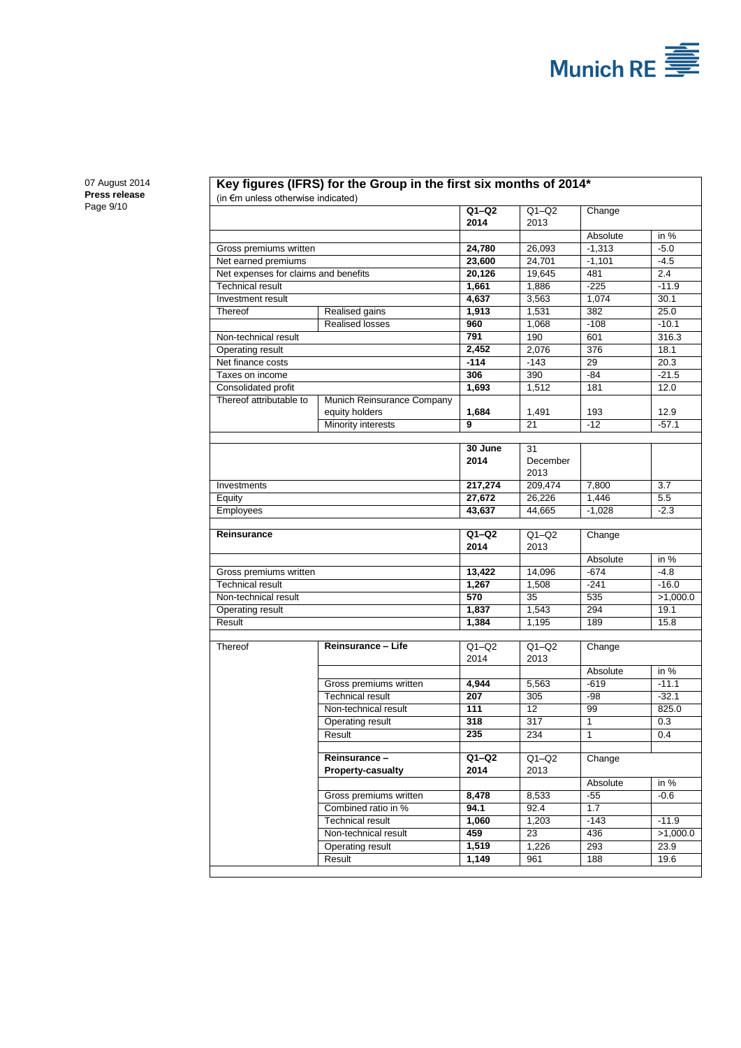## Key figures (IFRS) for the Group in the first six months of 2014*

(in €m unless otherwise indicated)

| | | **Q1–Q2 2014** | Q1–Q2 2013 | Change | |
|---|---|---|---|---|---|
| | | | | Absolute | in % |
| Gross premiums written | | **24,780** | 26,093 | -1,313 | -5.0 |
| Net earned premiums | | **23,600** | 24,701 | -1,101 | -4.5 |
| Net expenses for claims and benefits | | **20,126** | 19,645 | 481 | 2.4 |
| Technical result | | **1,661** | 1,886 | -225 | -11.9 |
| Investment result | | **4,637** | 3,563 | 1,074 | 30.1 |
| Thereof | Realised gains | **1,913** | 1,531 | 382 | 25.0 |
| | Realised losses | **960** | 1,068 | -108 | -10.1 |
| Non-technical result | | **791** | 190 | 601 | 316.3 |
| Operating result | | **2,452** | 2,076 | 376 | 18.1 |
| Net finance costs | | **-114** | -143 | 29 | 20.3 |
| Taxes on income | | **306** | 390 | -84 | -21.5 |
| Consolidated profit | | **1,693** | 1,512 | 181 | 12.0 |
| Thereof attributable to | Munich Reinsurance Company equity holders | **1,684** | 1,491 | 193 | 12.9 |
| | Minority interests | **9** | 21 | -12 | -57.1 |

| | **30 June 2014** | 31 December 2013 | | |
|---|---|---|---|---|
| Investments | **217,274** | 209,474 | 7,800 | 3.7 |
| Equity | **27,672** | 26,226 | 1,446 | 5.5 |
| Employees | **43,637** | 44,665 | -1,028 | -2.3 |

| **Reinsurance** | **Q1–Q2 2014** | Q1–Q2 2013 | Change | |
|---|---|---|---|---|
| | | | Absolute | in % |
| Gross premiums written | **13,422** | 14,096 | -674 | -4.8 |
| Technical result | **1,267** | 1,508 | -241 | -16.0 |
| Non-technical result | **570** | 35 | 535 | >1,000.0 |
| Operating result | **1,837** | 1,543 | 294 | 19.1 |
| Result | **1,384** | 1,195 | 189 | 15.8 |

| Thereof | **Reinsurance – Life** | **Q1–Q2 2014** | Q1–Q2 2013 | Change | |
|---|---|---|---|---|---|
| | | | | Absolute | in % |
| | Gross premiums written | **4,944** | 5,563 | -619 | -11.1 |
| | Technical result | **207** | 305 | -98 | -32.1 |
| | Non-technical result | **111** | 12 | 99 | 825.0 |
| | Operating result | **318** | 317 | 1 | 0.3 |
| | Result | **235** | 234 | 1 | 0.4 |
| | **Reinsurance – Property-casualty** | **Q1–Q2 2014** | Q1–Q2 2013 | Change | |
| | | | | Absolute | in % |
| | Gross premiums written | **8,478** | 8,533 | -55 | -0.6 |
| | Combined ratio in % | **94.1** | 92.4 | 1.7 | |
| | Technical result | **1,060** | 1,203 | -143 | -11.9 |
| | Non-technical result | **459** | 23 | 436 | >1,000.0 |
| | Operating result | **1,519** | 1,226 | 293 | 23.9 |
| | Result | **1,149** | 961 | 188 | 19.6 |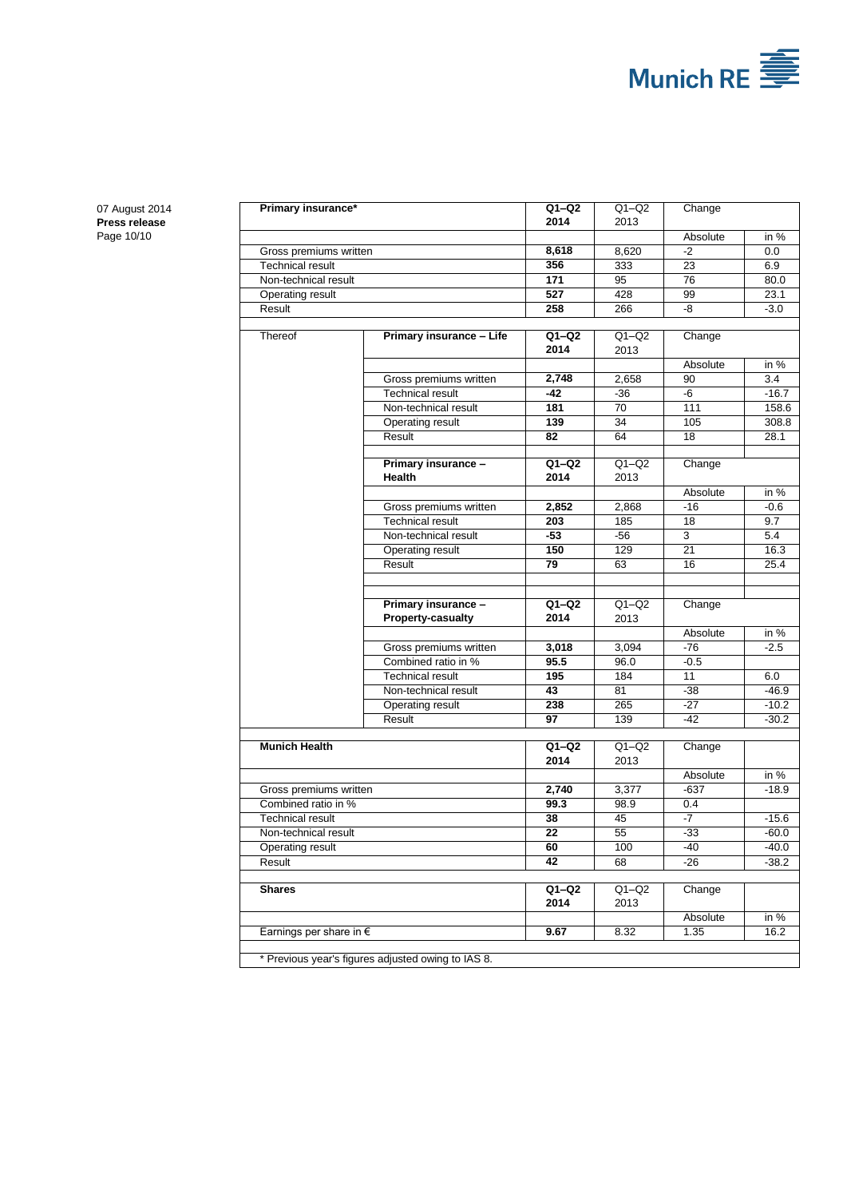07 August 2014
**Press release**

| **Primary insurance*** | | **Q1–Q2 2014** | Q1–Q2 2013 | Change | |
|---|---|---|---|---|---|
| | | | | Absolute | in % |
| Gross premiums written | | **8,618** | 8,620 | -2 | 0.0 |
| Technical result | | **356** | 333 | 23 | 6.9 |
| Non-technical result | | **171** | 95 | 76 | 80.0 |
| Operating result | | **527** | 428 | 99 | 23.1 |
| Result | | **258** | 266 | -8 | -3.0 |
| | | | | | |
| Thereof | **Primary insurance – Life** | **Q1–Q2 2014** | Q1–Q2 2013 | Change | |
| | | | | Absolute | in % |
| | Gross premiums written | **2,748** | 2,658 | 90 | 3.4 |
| | Technical result | **-42** | -36 | -6 | -16.7 |
| | Non-technical result | **181** | 70 | 111 | 158.6 |
| | Operating result | **139** | 34 | 105 | 308.8 |
| | Result | **82** | 64 | 18 | 28.1 |
| | | | | | |
| | **Primary insurance – Health** | **Q1–Q2 2014** | Q1–Q2 2013 | Change | |
| | | | | Absolute | in % |
| | Gross premiums written | **2,852** | 2,868 | -16 | -0.6 |
| | Technical result | **203** | 185 | 18 | 9.7 |
| | Non-technical result | **-53** | -56 | 3 | 5.4 |
| | Operating result | **150** | 129 | 21 | 16.3 |
| | Result | **79** | 63 | 16 | 25.4 |
| | | | | | |
| | | | | | |
| | **Primary insurance – Property-casualty** | **Q1–Q2 2014** | Q1–Q2 2013 | Change | |
| | | | | Absolute | in % |
| | Gross premiums written | **3,018** | 3,094 | -76 | -2.5 |
| | Combined ratio in % | **95.5** | 96.0 | -0.5 | |
| | Technical result | **195** | 184 | 11 | 6.0 |
| | Non-technical result | **43** | 81 | -38 | -46.9 |
| | Operating result | **238** | 265 | -27 | -10.2 |
| | Result | **97** | 139 | -42 | -30.2 |
| | | | | | |
| **Munich Health** | | **Q1–Q2 2014** | Q1–Q2 2013 | Change | |
| | | | | Absolute | in % |
| Gross premiums written | | **2,740** | 3,377 | -637 | -18.9 |
| Combined ratio in % | | **99.3** | 98.9 | 0.4 | |
| Technical result | | **38** | 45 | -7 | -15.6 |
| Non-technical result | | **22** | 55 | -33 | -60.0 |
| Operating result | | **60** | 100 | -40 | -40.0 |
| Result | | **42** | 68 | -26 | -38.2 |
| | | | | | |
| **Shares** | | **Q1–Q2 2014** | Q1–Q2 2013 | Change | |
| | | | | Absolute | in % |
| Earnings per share in € | | **9.67** | 8.32 | 1.35 | 16.2 |

* Previous year's figures adjusted owing to IAS 8.